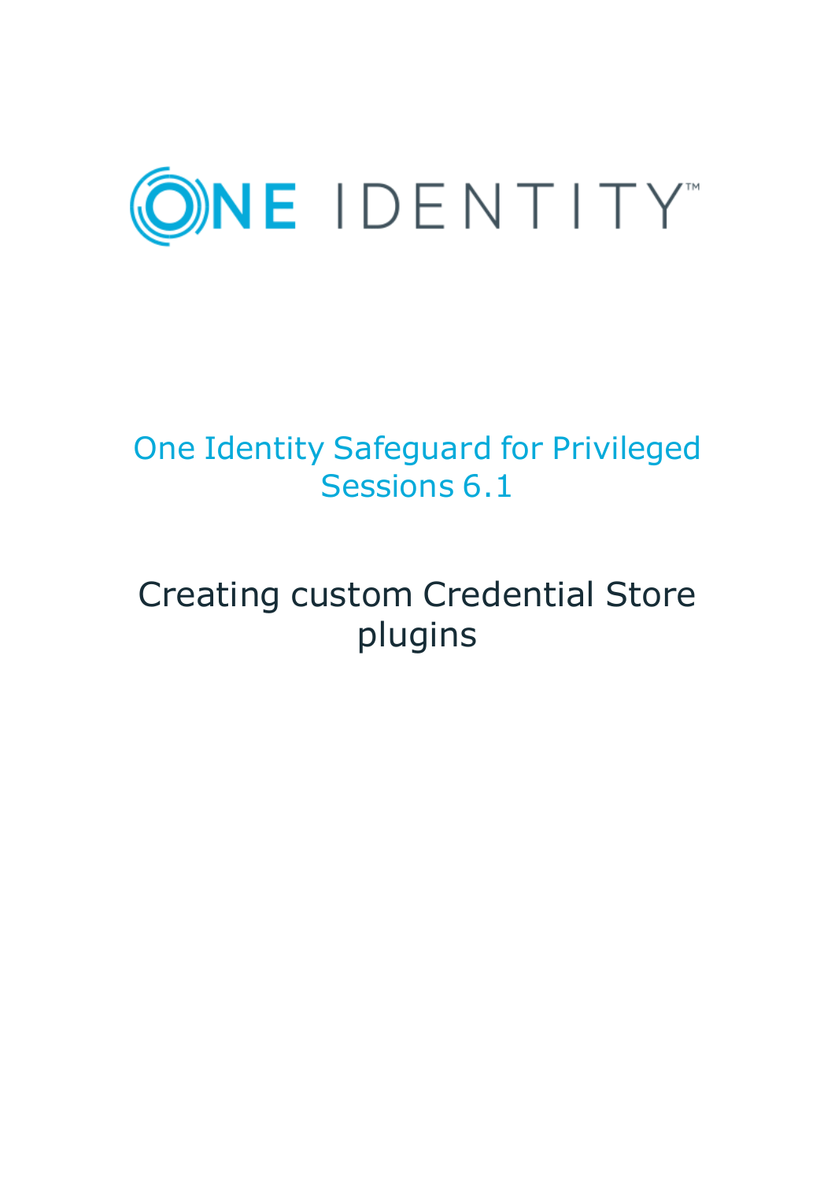ONE IDENTITY™

# One Identity Safeguard for Privileged Sessions 6.1

## Creating custom Credential Store plugins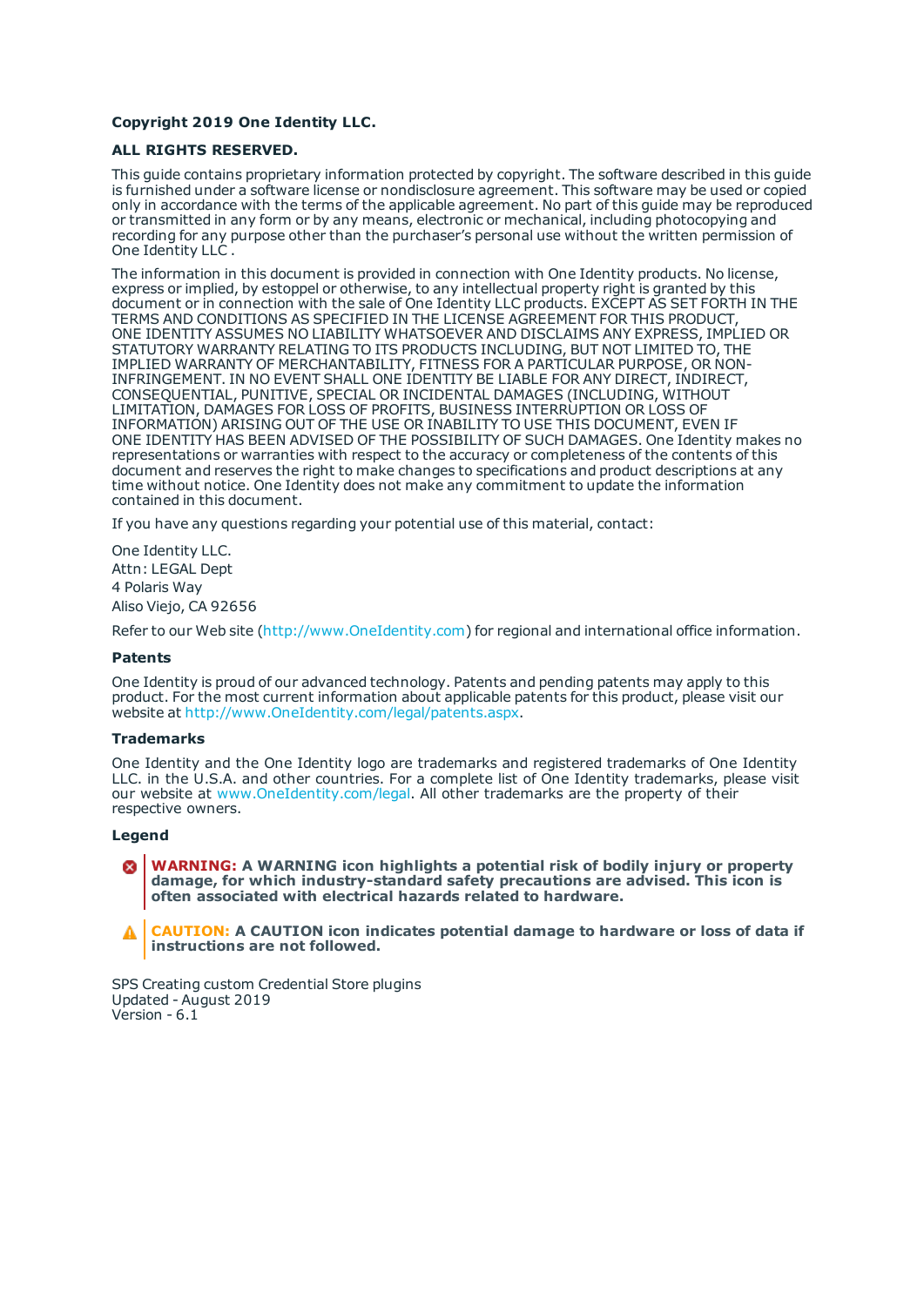**Copyright 2019 One Identity LLC.**

**ALL RIGHTS RESERVED.**

This guide contains proprietary information protected by copyright. The software described in this guide is furnished under a software license or nondisclosure agreement. This software may be used or copied only in accordance with the terms of the applicable agreement. No part of this guide may be reproduced or transmitted in any form or by any means, electronic or mechanical, including photocopying and recording for any purpose other than the purchaser's personal use without the written permission of One Identity LLC .

The information in this document is provided in connection with One Identity products. No license, express or implied, by estoppel or otherwise, to any intellectual property right is granted by this document or in connection with the sale of One Identity LLC products. EXCEPT AS SET FORTH IN THE TERMS AND CONDITIONS AS SPECIFIED IN THE LICENSE AGREEMENT FOR THIS PRODUCT, ONE IDENTITY ASSUMES NO LIABILITY WHATSOEVER AND DISCLAIMS ANY EXPRESS, IMPLIED OR STATUTORY WARRANTY RELATING TO ITS PRODUCTS INCLUDING, BUT NOT LIMITED TO, THE IMPLIED WARRANTY OF MERCHANTABILITY, FITNESS FOR A PARTICULAR PURPOSE, OR NON-INFRINGEMENT. IN NO EVENT SHALL ONE IDENTITY BE LIABLE FOR ANY DIRECT, INDIRECT, CONSEQUENTIAL, PUNITIVE, SPECIAL OR INCIDENTAL DAMAGES (INCLUDING, WITHOUT LIMITATION, DAMAGES FOR LOSS OF PROFITS, BUSINESS INTERRUPTION OR LOSS OF INFORMATION) ARISING OUT OF THE USE OR INABILITY TO USE THIS DOCUMENT, EVEN IF ONE IDENTITY HAS BEEN ADVISED OF THE POSSIBILITY OF SUCH DAMAGES. One Identity makes no representations or warranties with respect to the accuracy or completeness of the contents of this document and reserves the right to make changes to specifications and product descriptions at any time without notice. One Identity does not make any commitment to update the information contained in this document.

If you have any questions regarding your potential use of this material, contact:

One Identity LLC.
Attn: LEGAL Dept
4 Polaris Way
Aliso Viejo, CA 92656

Refer to our Web site (http://www.OneIdentity.com) for regional and international office information.

**Patents**

One Identity is proud of our advanced technology. Patents and pending patents may apply to this product. For the most current information about applicable patents for this product, please visit our website at http://www.OneIdentity.com/legal/patents.aspx.

**Trademarks**

One Identity and the One Identity logo are trademarks and registered trademarks of One Identity LLC. in the U.S.A. and other countries. For a complete list of One Identity trademarks, please visit our website at www.OneIdentity.com/legal. All other trademarks are the property of their respective owners.

**Legend**

**WARNING: A WARNING icon highlights a potential risk of bodily injury or property damage, for which industry-standard safety precautions are advised. This icon is often associated with electrical hazards related to hardware.**

**CAUTION: A CAUTION icon indicates potential damage to hardware or loss of data if instructions are not followed.**

SPS Creating custom Credential Store plugins
Updated - August 2019
Version - 6.1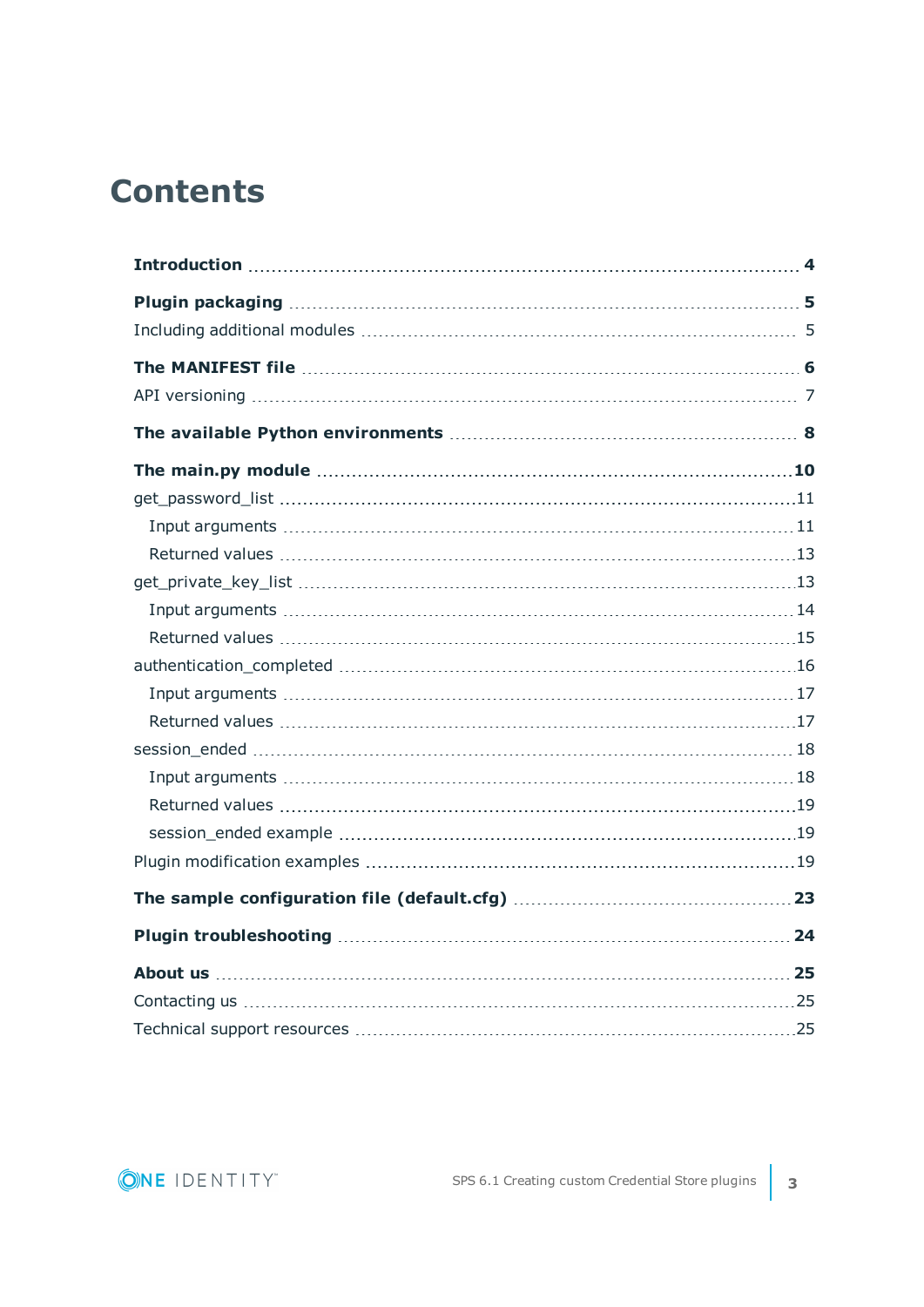# Contents

**Introduction** ... **4**

**Plugin packaging** ... **5**

Including additional modules ... 5

**The MANIFEST file** ... **6**

API versioning ... 7

**The available Python environments** ... **8**

**The main.py module** ... **10**

get_password_list ... 11

- Input arguments ... 11
- Returned values ... 13

get_private_key_list ... 13

- Input arguments ... 14
- Returned values ... 15

authentication_completed ... 16

- Input arguments ... 17
- Returned values ... 17

session_ended ... 18

- Input arguments ... 18
- Returned values ... 19
- session_ended example ... 19

Plugin modification examples ... 19

**The sample configuration file (default.cfg)** ... **23**

**Plugin troubleshooting** ... **24**

**About us** ... **25**

Contacting us ... 25

Technical support resources ... 25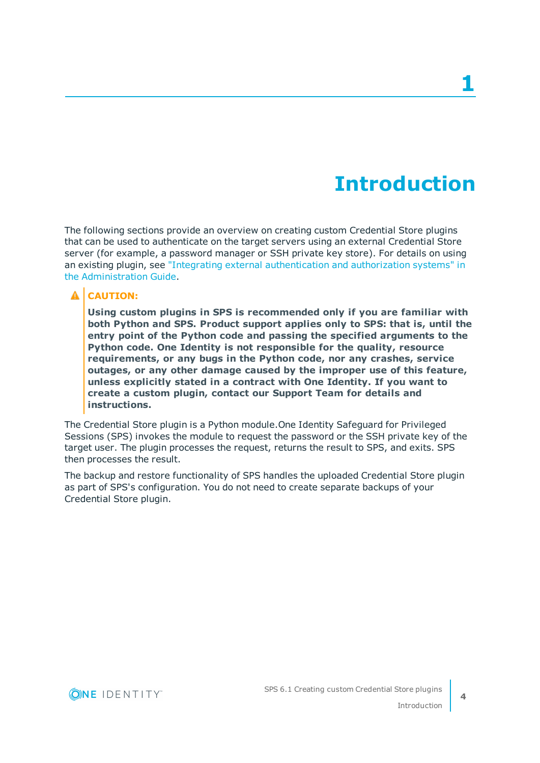# 1 Introduction

The following sections provide an overview on creating custom Credential Store plugins that can be used to authenticate on the target servers using an external Credential Store server (for example, a password manager or SSH private key store). For details on using an existing plugin, see "Integrating external authentication and authorization systems" in the Administration Guide.

> **CAUTION:**
>
> **Using custom plugins in SPS is recommended only if you are familiar with both Python and SPS. Product support applies only to SPS: that is, until the entry point of the Python code and passing the specified arguments to the Python code. One Identity is not responsible for the quality, resource requirements, or any bugs in the Python code, nor any crashes, service outages, or any other damage caused by the improper use of this feature, unless explicitly stated in a contract with One Identity. If you want to create a custom plugin, contact our Support Team for details and instructions.**

The Credential Store plugin is a Python module.One Identity Safeguard for Privileged Sessions (SPS) invokes the module to request the password or the SSH private key of the target user. The plugin processes the request, returns the result to SPS, and exits. SPS then processes the result.

The backup and restore functionality of SPS handles the uploaded Credential Store plugin as part of SPS's configuration. You do not need to create separate backups of your Credential Store plugin.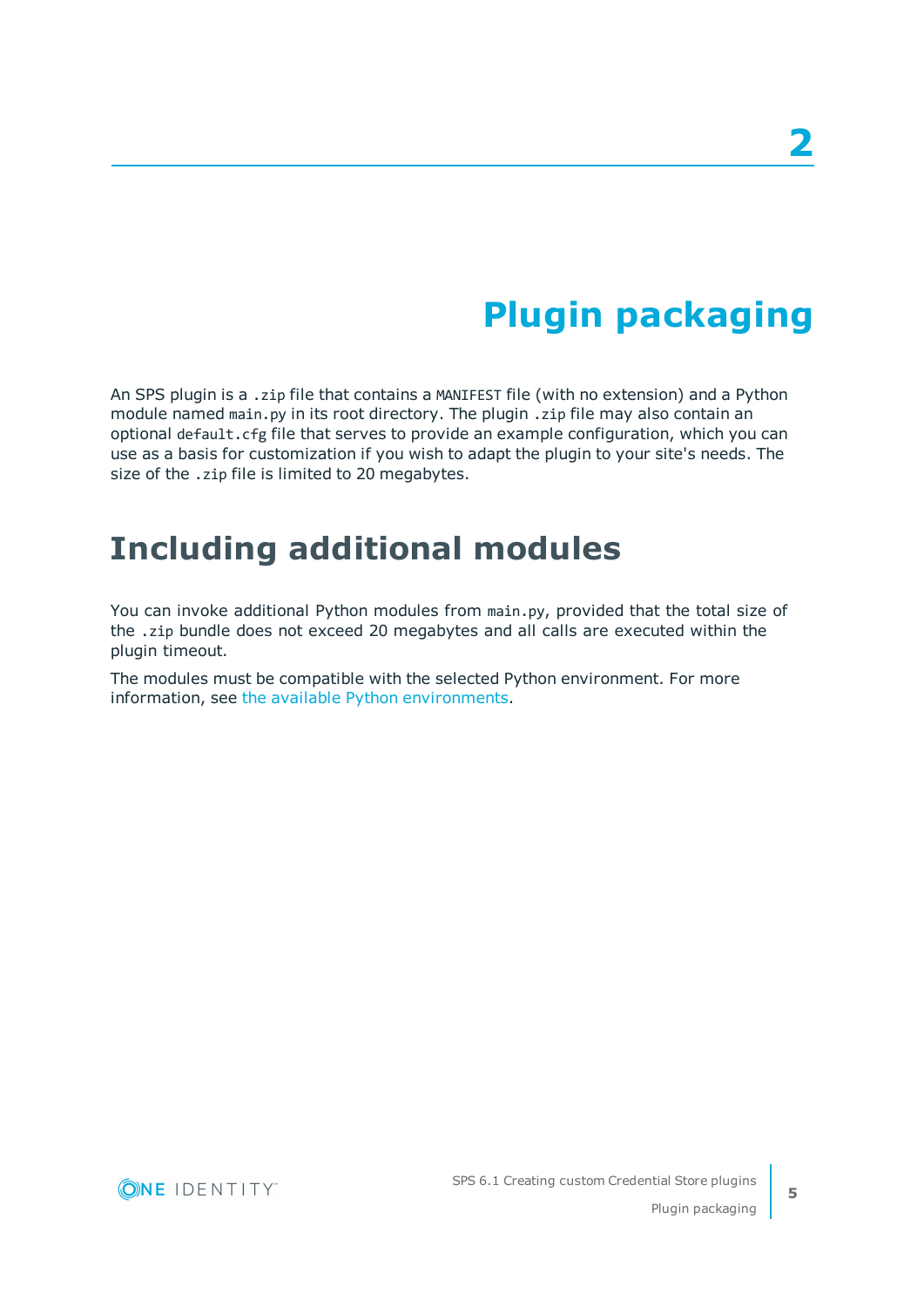# 2 Plugin packaging

An SPS plugin is a `.zip` file that contains a `MANIFEST` file (with no extension) and a Python module named `main.py` in its root directory. The plugin `.zip` file may also contain an optional `default.cfg` file that serves to provide an example configuration, which you can use as a basis for customization if you wish to adapt the plugin to your site's needs. The size of the `.zip` file is limited to 20 megabytes.

## Including additional modules

You can invoke additional Python modules from `main.py`, provided that the total size of the `.zip` bundle does not exceed 20 megabytes and all calls are executed within the plugin timeout.

The modules must be compatible with the selected Python environment. For more information, see the available Python environments.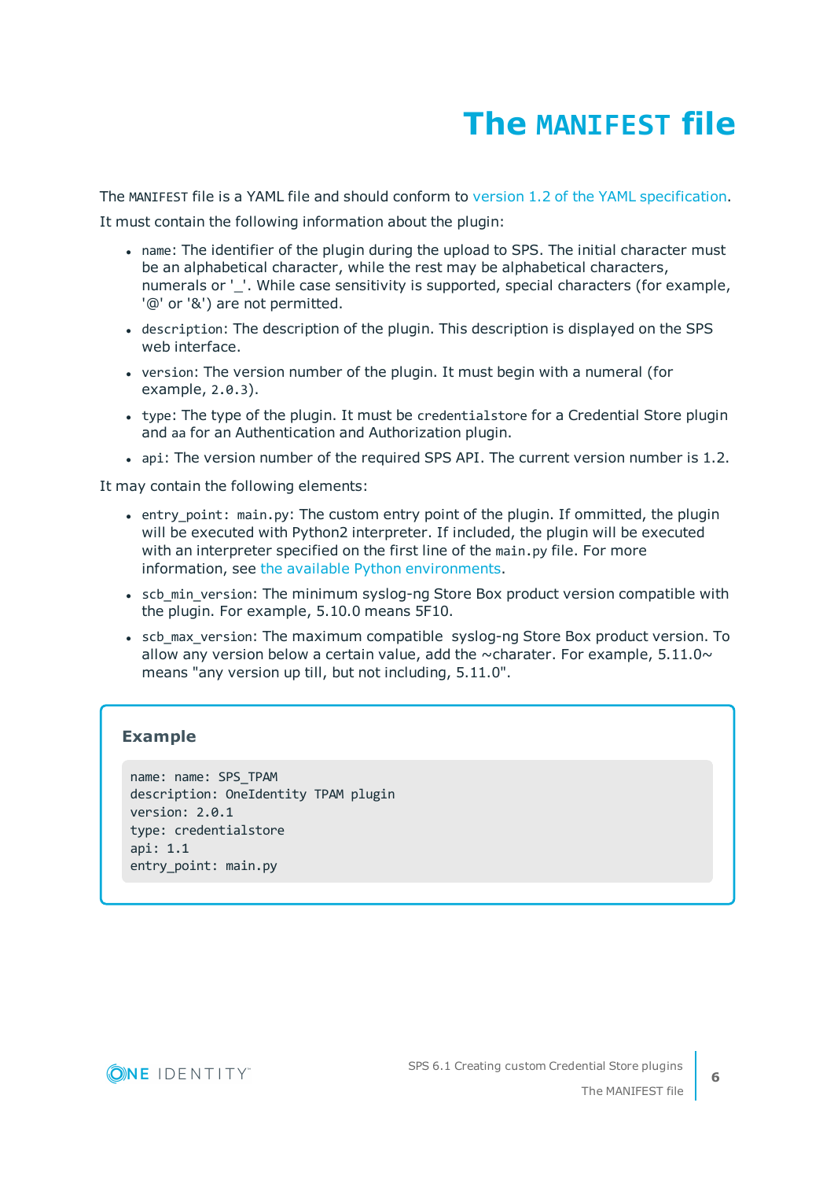# The `MANIFEST` file

The `MANIFEST` file is a YAML file and should conform to version 1.2 of the YAML specification.

It must contain the following information about the plugin:

- `name`: The identifier of the plugin during the upload to SPS. The initial character must be an alphabetical character, while the rest may be alphabetical characters, numerals or '_'. While case sensitivity is supported, special characters (for example, '@' or '&') are not permitted.
- `description`: The description of the plugin. This description is displayed on the SPS web interface.
- `version`: The version number of the plugin. It must begin with a numeral (for example, `2.0.3`).
- `type`: The type of the plugin. It must be `credentialstore` for a Credential Store plugin and `aa` for an Authentication and Authorization plugin.
- `api`: The version number of the required SPS API. The current version number is 1.2.

It may contain the following elements:

- `entry_point: main.py`: The custom entry point of the plugin. If ommitted, the plugin will be executed with Python2 interpreter. If included, the plugin will be executed with an interpreter specified on the first line of the `main.py` file. For more information, see the available Python environments.
- `scb_min_version`: The minimum syslog-ng Store Box product version compatible with the plugin. For example, 5.10.0 means 5F10.
- `scb_max_version`: The maximum compatible syslog-ng Store Box product version. To allow any version below a certain value, add the ~charater. For example, 5.11.0~ means "any version up till, but not including, 5.11.0".

**Example**

```
name: name: SPS_TPAM
description: OneIdentity TPAM plugin
version: 2.0.1
type: credentialstore
api: 1.1
entry_point: main.py
```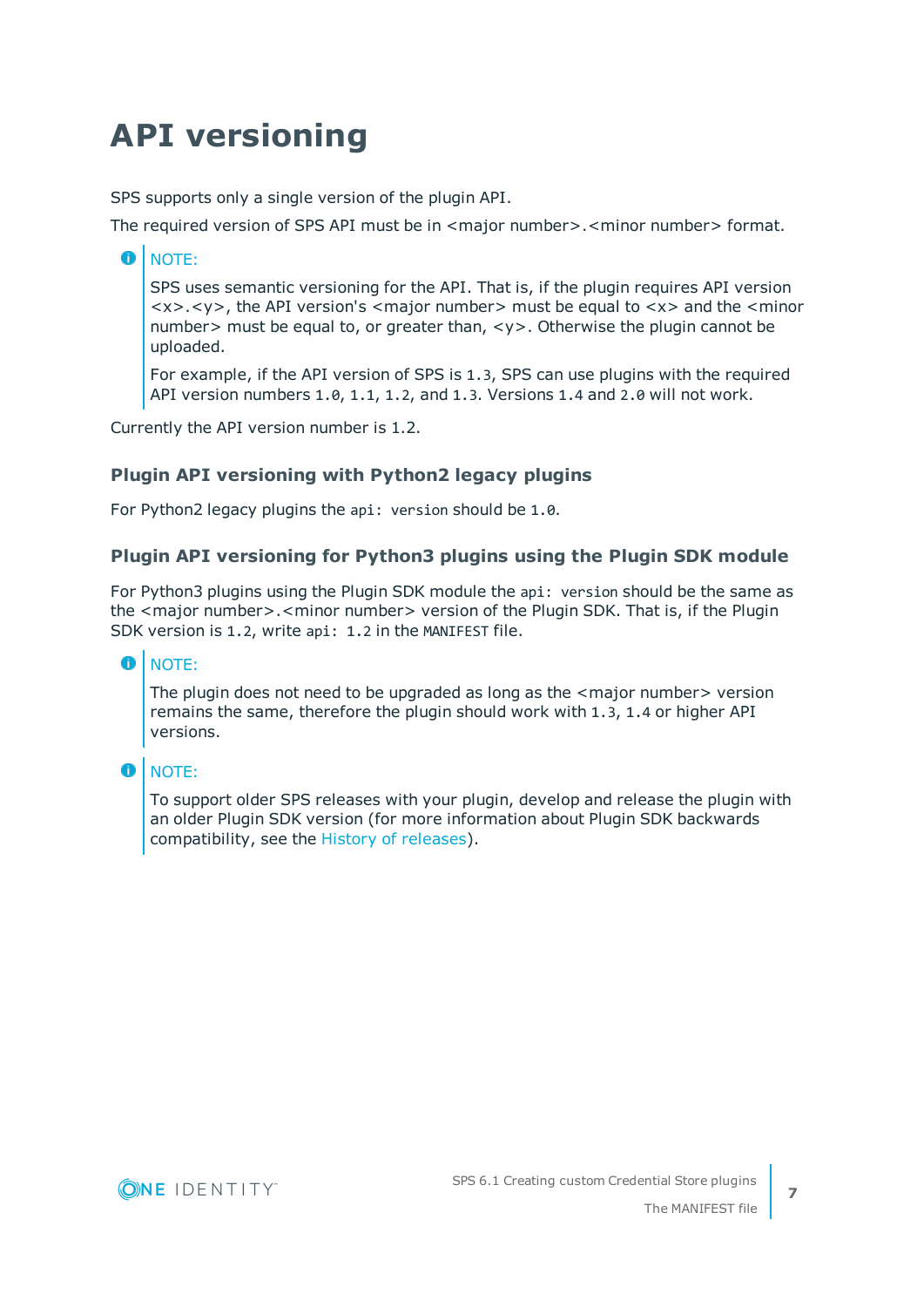# API versioning

SPS supports only a single version of the plugin API.

The required version of SPS API must be in <major number>.<minor number> format.

> **NOTE:**
>
> SPS uses semantic versioning for the API. That is, if the plugin requires API version <x>.<y>, the API version's <major number> must be equal to <x> and the <minor number> must be equal to, or greater than, <y>. Otherwise the plugin cannot be uploaded.
>
> For example, if the API version of SPS is `1.3`, SPS can use plugins with the required API version numbers `1.0`, `1.1`, `1.2`, and `1.3`. Versions `1.4` and `2.0` will not work.

Currently the API version number is 1.2.

### Plugin API versioning with Python2 legacy plugins

For Python2 legacy plugins the `api: version` should be `1.0`.

### Plugin API versioning for Python3 plugins using the Plugin SDK module

For Python3 plugins using the Plugin SDK module the `api: version` should be the same as the <major number>.<minor number> version of the Plugin SDK. That is, if the Plugin SDK version is `1.2`, write `api: 1.2` in the `MANIFEST` file.

> **NOTE:**
>
> The plugin does not need to be upgraded as long as the <major number> version remains the same, therefore the plugin should work with `1.3`, `1.4` or higher API versions.

> **NOTE:**
>
> To support older SPS releases with your plugin, develop and release the plugin with an older Plugin SDK version (for more information about Plugin SDK backwards compatibility, see the History of releases).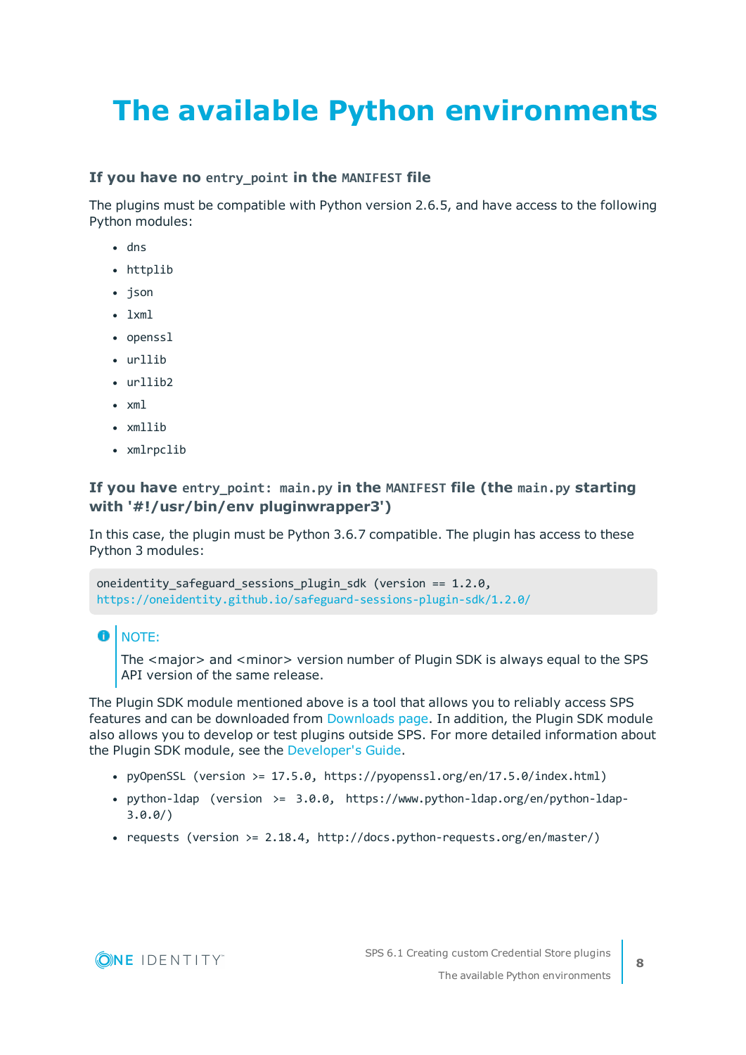# The available Python environments

### If you have no `entry_point` in the `MANIFEST` file

The plugins must be compatible with Python version 2.6.5, and have access to the following Python modules:

- `dns`
- `httplib`
- `json`
- `lxml`
- `openssl`
- `urllib`
- `urllib2`
- `xml`
- `xmllib`
- `xmlrpclib`

### If you have `entry_point: main.py` in the `MANIFEST` file (the `main.py` starting with '#!/usr/bin/env pluginwrapper3')

In this case, the plugin must be Python 3.6.7 compatible. The plugin has access to these Python 3 modules:

```
oneidentity_safeguard_sessions_plugin_sdk (version == 1.2.0,
https://oneidentity.github.io/safeguard-sessions-plugin-sdk/1.2.0/
```

> NOTE:
>
> The <major> and <minor> version number of Plugin SDK is always equal to the SPS API version of the same release.

The Plugin SDK module mentioned above is a tool that allows you to reliably access SPS features and can be downloaded from Downloads page. In addition, the Plugin SDK module also allows you to develop or test plugins outside SPS. For more detailed information about the Plugin SDK module, see the Developer's Guide.

- `pyOpenSSL (version >= 17.5.0, https://pyopenssl.org/en/17.5.0/index.html)`
- `python-ldap (version >= 3.0.0, https://www.python-ldap.org/en/python-ldap-3.0.0/)`
- `requests (version >= 2.18.4, http://docs.python-requests.org/en/master/)`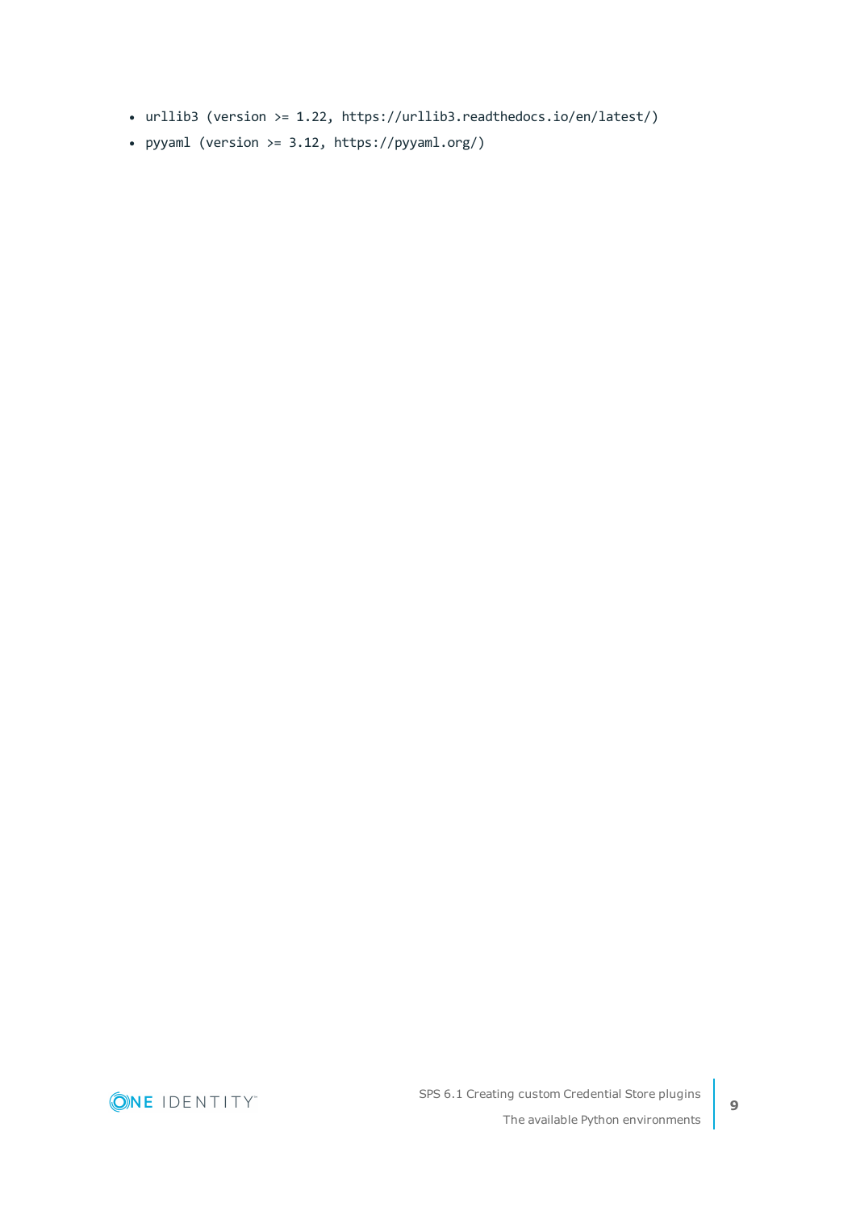- `urllib3 (version >= 1.22, https://urllib3.readthedocs.io/en/latest/)`
- `pyyaml (version >= 3.12, https://pyyaml.org/)`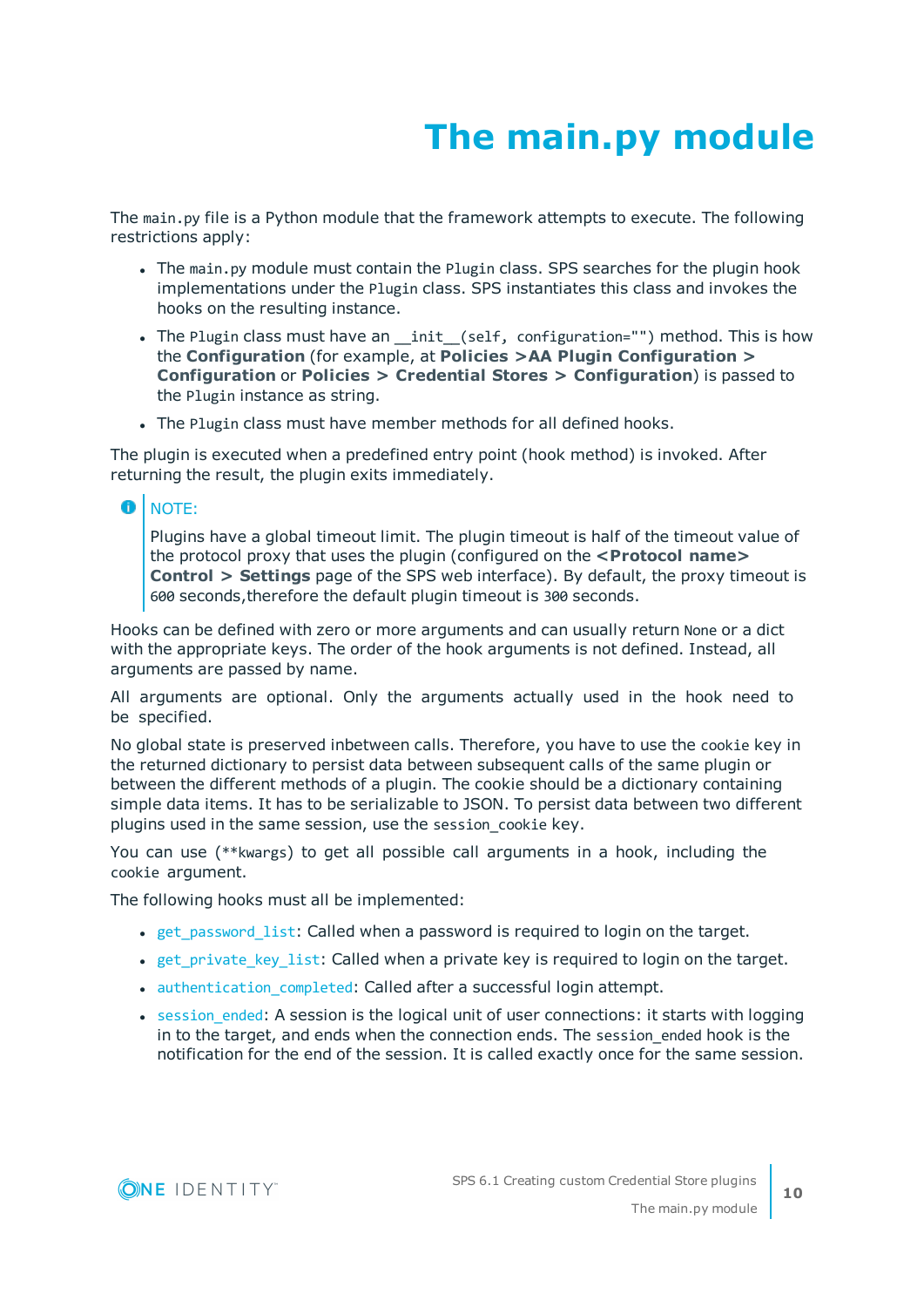# The main.py module

The `main.py` file is a Python module that the framework attempts to execute. The following restrictions apply:

- The `main.py` module must contain the `Plugin` class. SPS searches for the plugin hook implementations under the `Plugin` class. SPS instantiates this class and invokes the hooks on the resulting instance.
- The `Plugin` class must have an `__init__(self, configuration="")` method. This is how the **Configuration** (for example, at **Policies >AA Plugin Configuration > Configuration** or **Policies > Credential Stores > Configuration**) is passed to the `Plugin` instance as string.
- The `Plugin` class must have member methods for all defined hooks.

The plugin is executed when a predefined entry point (hook method) is invoked. After returning the result, the plugin exits immediately.

> NOTE:
>
> Plugins have a global timeout limit. The plugin timeout is half of the timeout value of the protocol proxy that uses the plugin (configured on the **<Protocol name> Control > Settings** page of the SPS web interface). By default, the proxy timeout is `600` seconds,therefore the default plugin timeout is `300` seconds.

Hooks can be defined with zero or more arguments and can usually return `None` or a dict with the appropriate keys. The order of the hook arguments is not defined. Instead, all arguments are passed by name.

All arguments are optional. Only the arguments actually used in the hook need to be specified.

No global state is preserved inbetween calls. Therefore, you have to use the `cookie` key in the returned dictionary to persist data between subsequent calls of the same plugin or between the different methods of a plugin. The cookie should be a dictionary containing simple data items. It has to be serializable to JSON. To persist data between two different plugins used in the same session, use the `session_cookie` key.

You can use (`**kwargs`) to get all possible call arguments in a hook, including the `cookie` argument.

The following hooks must all be implemented:

- `get_password_list`: Called when a password is required to login on the target.
- `get_private_key_list`: Called when a private key is required to login on the target.
- `authentication_completed`: Called after a successful login attempt.
- `session_ended`: A session is the logical unit of user connections: it starts with logging in to the target, and ends when the connection ends. The `session_ended` hook is the notification for the end of the session. It is called exactly once for the same session.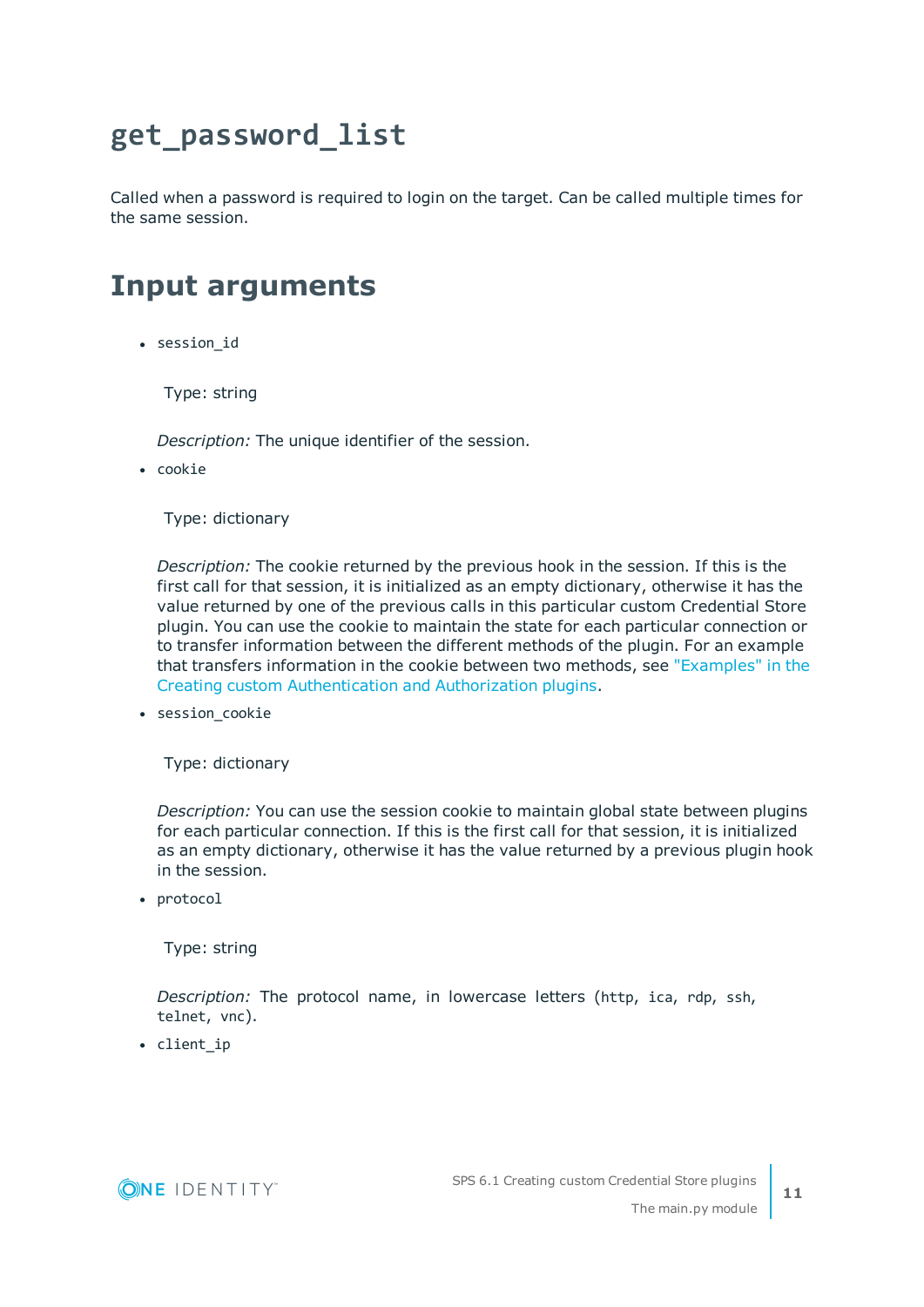# `get_password_list`

Called when a password is required to login on the target. Can be called multiple times for the same session.

## Input arguments

- `session_id`

  Type: string

  *Description:* The unique identifier of the session.

- `cookie`

  Type: dictionary

  *Description:* The cookie returned by the previous hook in the session. If this is the first call for that session, it is initialized as an empty dictionary, otherwise it has the value returned by one of the previous calls in this particular custom Credential Store plugin. You can use the cookie to maintain the state for each particular connection or to transfer information between the different methods of the plugin. For an example that transfers information in the cookie between two methods, see "Examples" in the Creating custom Authentication and Authorization plugins.

- `session_cookie`

  Type: dictionary

  *Description:* You can use the session cookie to maintain global state between plugins for each particular connection. If this is the first call for that session, it is initialized as an empty dictionary, otherwise it has the value returned by a previous plugin hook in the session.

- `protocol`

  Type: string

  *Description:* The protocol name, in lowercase letters (`http`, `ica`, `rdp`, `ssh`, `telnet`, `vnc`).

- `client_ip`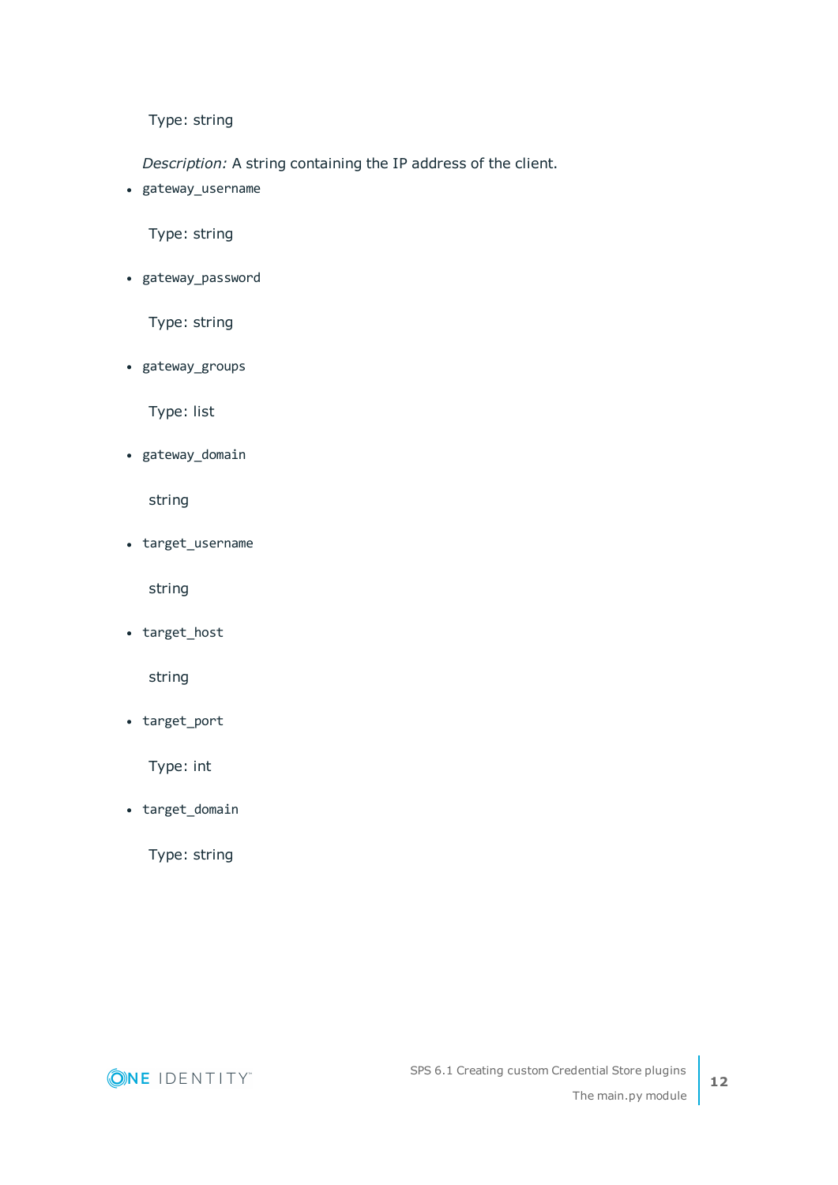Type: string

*Description:* A string containing the IP address of the client.

- `gateway_username`

  Type: string

- `gateway_password`

  Type: string

- `gateway_groups`

  Type: list

- `gateway_domain`

  string

- `target_username`

  string

- `target_host`

  string

- `target_port`

  Type: int

- `target_domain`

  Type: string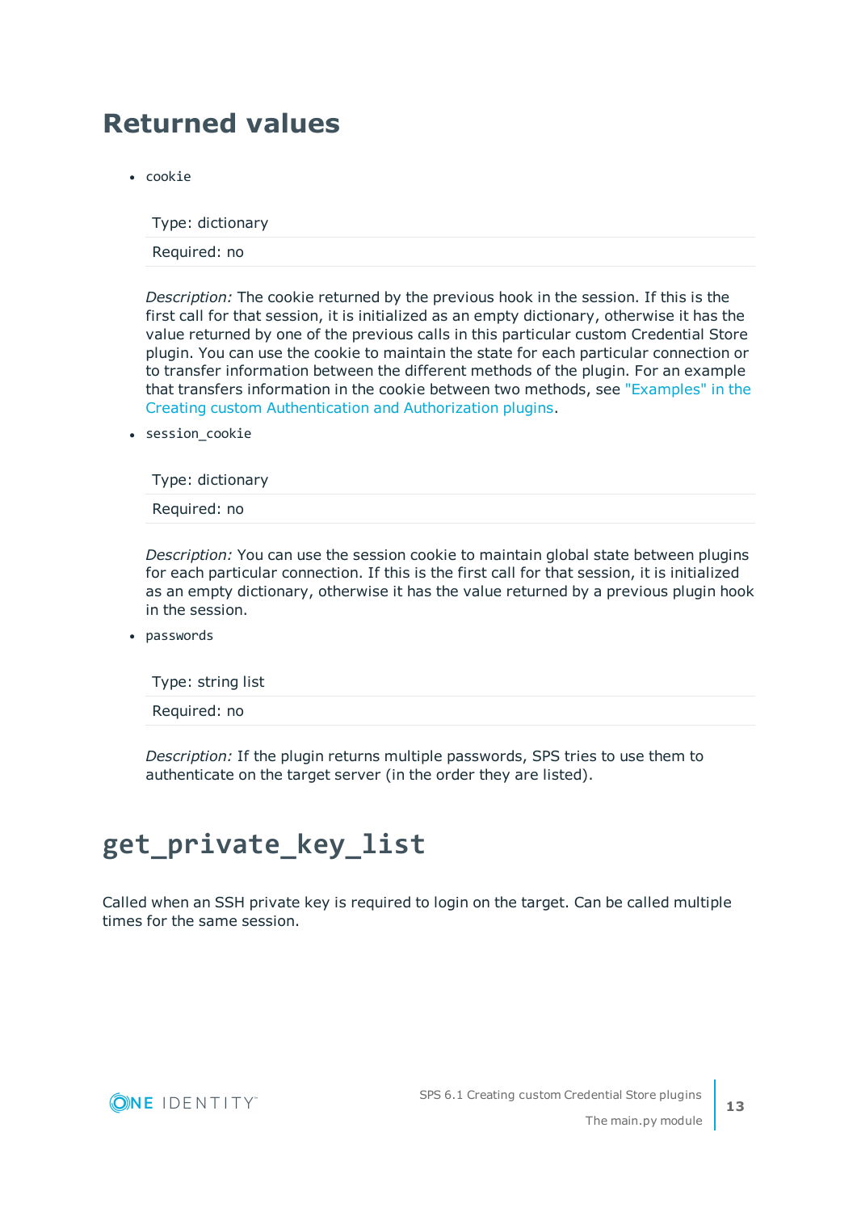## Returned values

- `cookie`

| Type: dictionary |
| --- |
| Required: no |

*Description:* The cookie returned by the previous hook in the session. If this is the first call for that session, it is initialized as an empty dictionary, otherwise it has the value returned by one of the previous calls in this particular custom Credential Store plugin. You can use the cookie to maintain the state for each particular connection or to transfer information between the different methods of the plugin. For an example that transfers information in the cookie between two methods, see "Examples" in the Creating custom Authentication and Authorization plugins.

- `session_cookie`

| Type: dictionary |
| --- |
| Required: no |

*Description:* You can use the session cookie to maintain global state between plugins for each particular connection. If this is the first call for that session, it is initialized as an empty dictionary, otherwise it has the value returned by a previous plugin hook in the session.

- `passwords`

| Type: string list |
| --- |
| Required: no |

*Description:* If the plugin returns multiple passwords, SPS tries to use them to authenticate on the target server (in the order they are listed).

## get_private_key_list

Called when an SSH private key is required to login on the target. Can be called multiple times for the same session.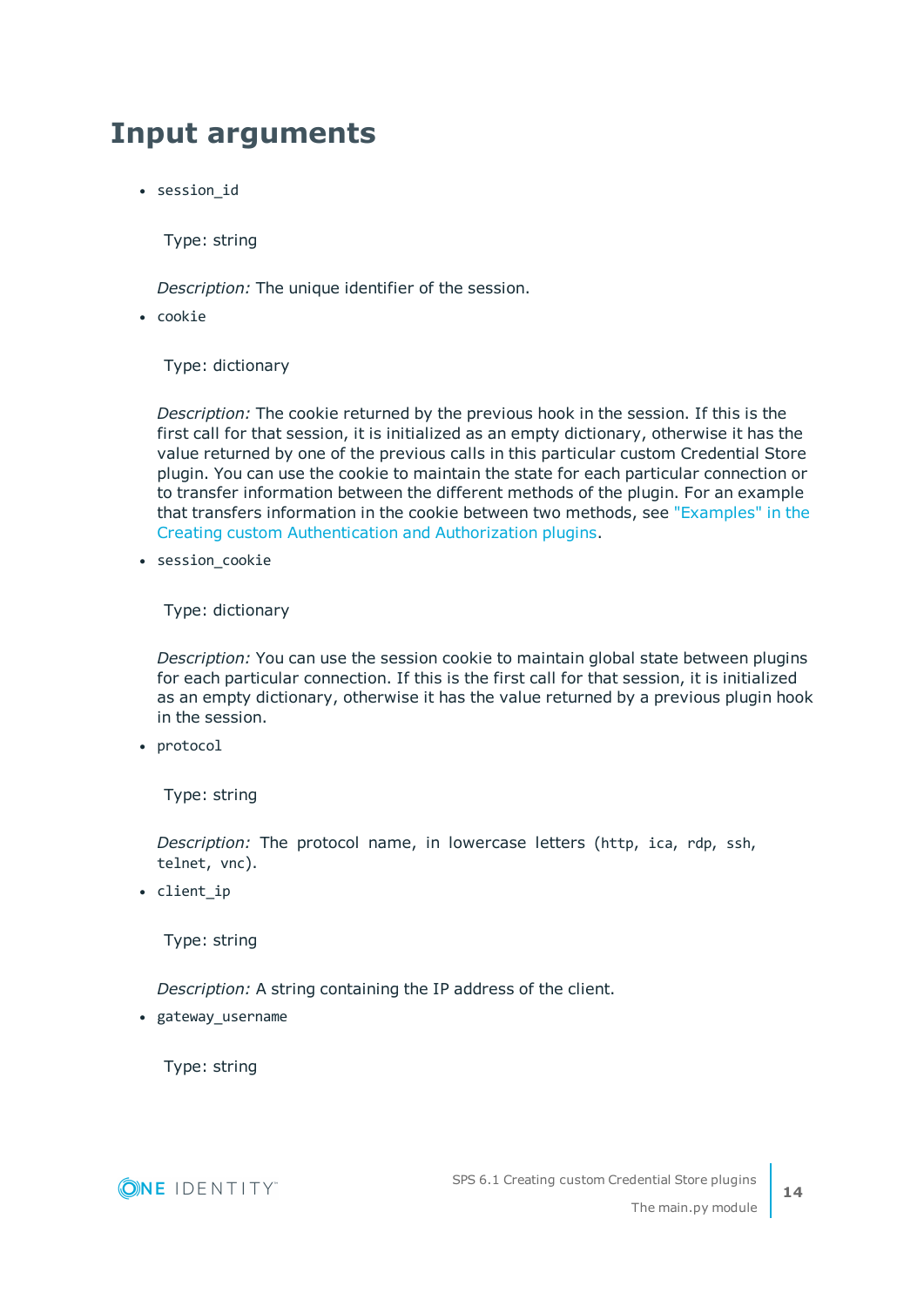# Input arguments

- `session_id`

  Type: string

  *Description:* The unique identifier of the session.

- `cookie`

  Type: dictionary

  *Description:* The cookie returned by the previous hook in the session. If this is the first call for that session, it is initialized as an empty dictionary, otherwise it has the value returned by one of the previous calls in this particular custom Credential Store plugin. You can use the cookie to maintain the state for each particular connection or to transfer information between the different methods of the plugin. For an example that transfers information in the cookie between two methods, see "Examples" in the Creating custom Authentication and Authorization plugins.

- `session_cookie`

  Type: dictionary

  *Description:* You can use the session cookie to maintain global state between plugins for each particular connection. If this is the first call for that session, it is initialized as an empty dictionary, otherwise it has the value returned by a previous plugin hook in the session.

- `protocol`

  Type: string

  *Description:* The protocol name, in lowercase letters (`http`, `ica`, `rdp`, `ssh`, `telnet`, `vnc`).

- `client_ip`

  Type: string

  *Description:* A string containing the IP address of the client.

- `gateway_username`

  Type: string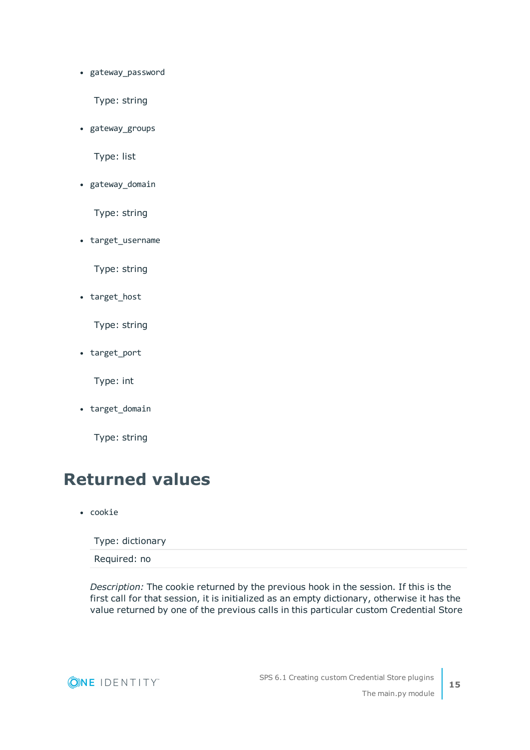- `gateway_password`

  Type: string

- `gateway_groups`

  Type: list

- `gateway_domain`

  Type: string

- `target_username`

  Type: string

- `target_host`

  Type: string

- `target_port`

  Type: int

- `target_domain`

  Type: string

## Returned values

- `cookie`

  | Type: dictionary |
  |---|
  | Required: no |

  *Description:* The cookie returned by the previous hook in the session. If this is the first call for that session, it is initialized as an empty dictionary, otherwise it has the value returned by one of the previous calls in this particular custom Credential Store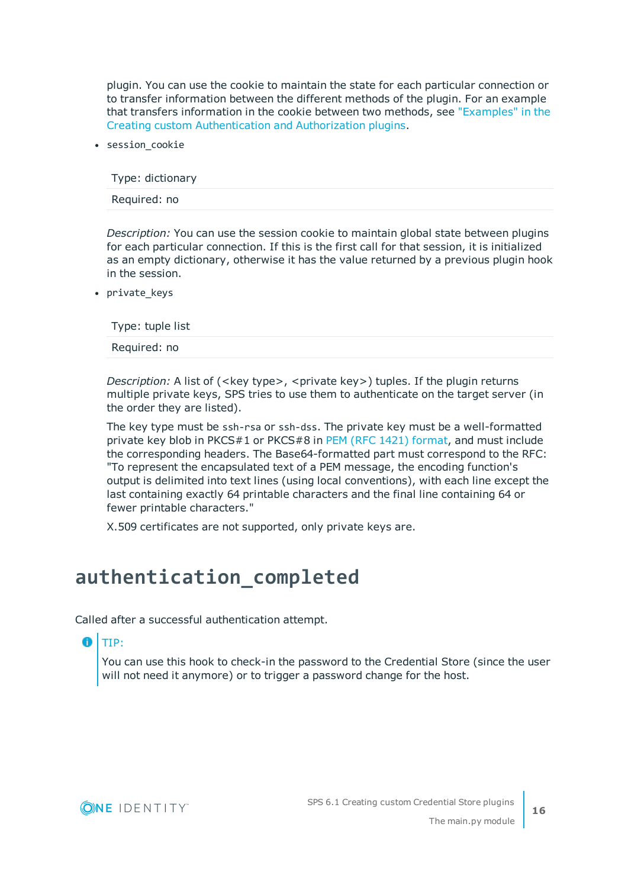plugin. You can use the cookie to maintain the state for each particular connection or to transfer information between the different methods of the plugin. For an example that transfers information in the cookie between two methods, see "Examples" in the Creating custom Authentication and Authorization plugins.

- `session_cookie`

| Type: dictionary |
| --- |
| Required: no |

*Description:* You can use the session cookie to maintain global state between plugins for each particular connection. If this is the first call for that session, it is initialized as an empty dictionary, otherwise it has the value returned by a previous plugin hook in the session.

- `private_keys`

| Type: tuple list |
| --- |
| Required: no |

*Description:* A list of (<key type>, <private key>) tuples. If the plugin returns multiple private keys, SPS tries to use them to authenticate on the target server (in the order they are listed).

The key type must be `ssh-rsa` or `ssh-dss`. The private key must be a well-formatted private key blob in PKCS#1 or PKCS#8 in PEM (RFC 1421) format, and must include the corresponding headers. The Base64-formatted part must correspond to the RFC: "To represent the encapsulated text of a PEM message, the encoding function's output is delimited into text lines (using local conventions), with each line except the last containing exactly 64 printable characters and the final line containing 64 or fewer printable characters."

X.509 certificates are not supported, only private keys are.

# authentication_completed

Called after a successful authentication attempt.

> TIP:
>
> You can use this hook to check-in the password to the Credential Store (since the user will not need it anymore) or to trigger a password change for the host.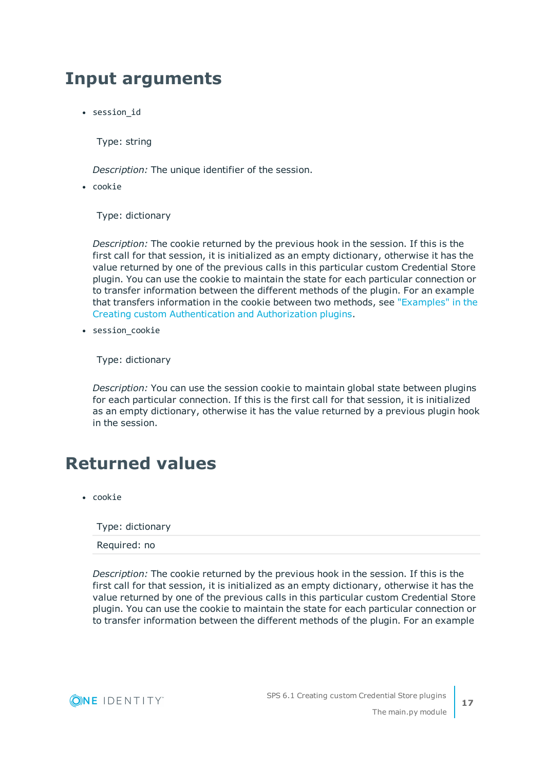## Input arguments

- `session_id`

  Type: string

  *Description:* The unique identifier of the session.

- `cookie`

  Type: dictionary

  *Description:* The cookie returned by the previous hook in the session. If this is the first call for that session, it is initialized as an empty dictionary, otherwise it has the value returned by one of the previous calls in this particular custom Credential Store plugin. You can use the cookie to maintain the state for each particular connection or to transfer information between the different methods of the plugin. For an example that transfers information in the cookie between two methods, see "Examples" in the Creating custom Authentication and Authorization plugins.

- `session_cookie`

  Type: dictionary

  *Description:* You can use the session cookie to maintain global state between plugins for each particular connection. If this is the first call for that session, it is initialized as an empty dictionary, otherwise it has the value returned by a previous plugin hook in the session.

## Returned values

- `cookie`

  | Type: dictionary |
  |---|
  | Required: no |

  *Description:* The cookie returned by the previous hook in the session. If this is the first call for that session, it is initialized as an empty dictionary, otherwise it has the value returned by one of the previous calls in this particular custom Credential Store plugin. You can use the cookie to maintain the state for each particular connection or to transfer information between the different methods of the plugin. For an example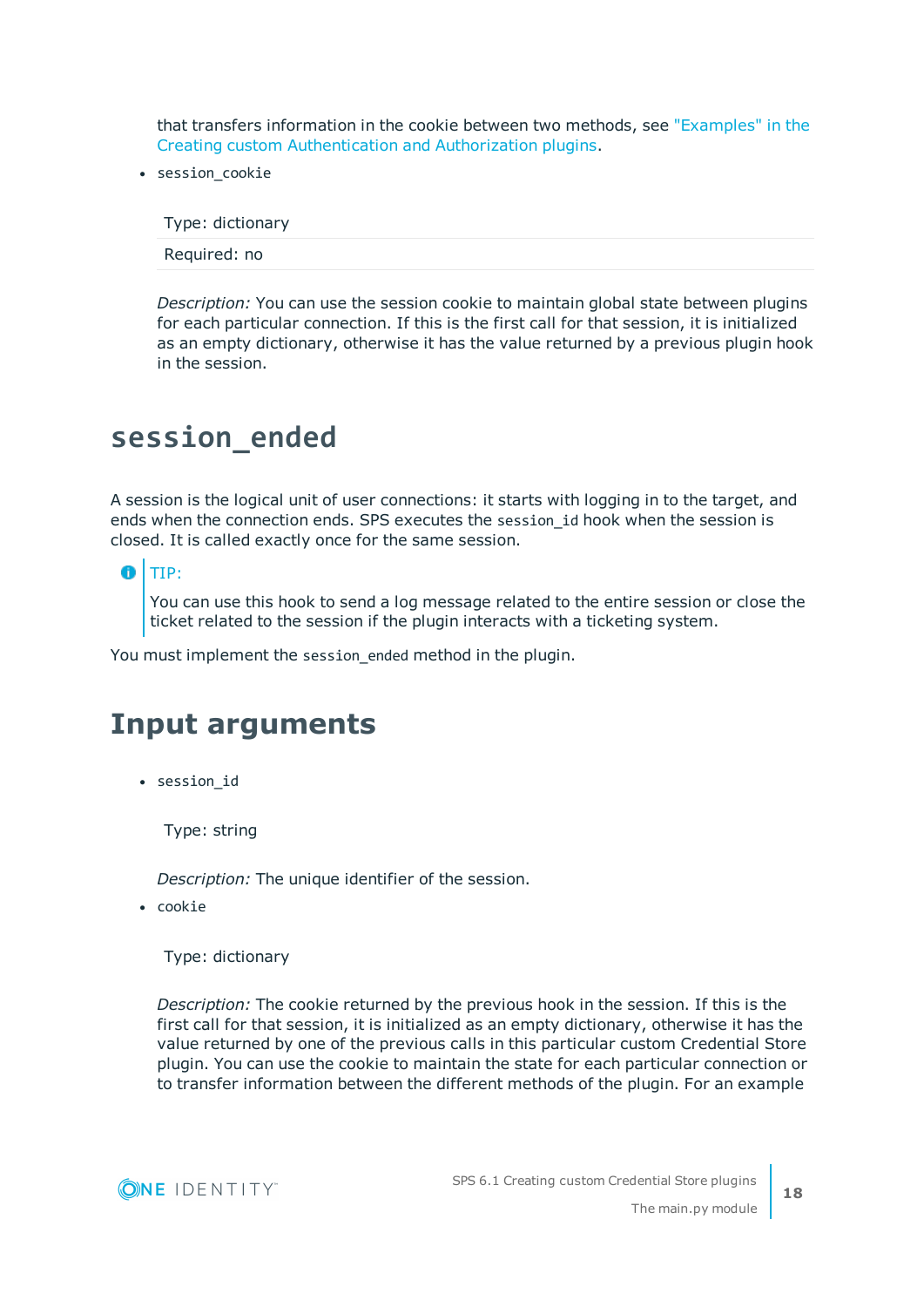that transfers information in the cookie between two methods, see "Examples" in the Creating custom Authentication and Authorization plugins.

- `session_cookie`

  | Type: dictionary |
  | --- |
  | Required: no |

  *Description:* You can use the session cookie to maintain global state between plugins for each particular connection. If this is the first call for that session, it is initialized as an empty dictionary, otherwise it has the value returned by a previous plugin hook in the session.

# session_ended

A session is the logical unit of user connections: it starts with logging in to the target, and ends when the connection ends. SPS executes the `session_id` hook when the session is closed. It is called exactly once for the same session.

> TIP:
>
> You can use this hook to send a log message related to the entire session or close the ticket related to the session if the plugin interacts with a ticketing system.

You must implement the `session_ended` method in the plugin.

# Input arguments

- `session_id`

  Type: string

  *Description:* The unique identifier of the session.

- `cookie`

  Type: dictionary

  *Description:* The cookie returned by the previous hook in the session. If this is the first call for that session, it is initialized as an empty dictionary, otherwise it has the value returned by one of the previous calls in this particular custom Credential Store plugin. You can use the cookie to maintain the state for each particular connection or to transfer information between the different methods of the plugin. For an example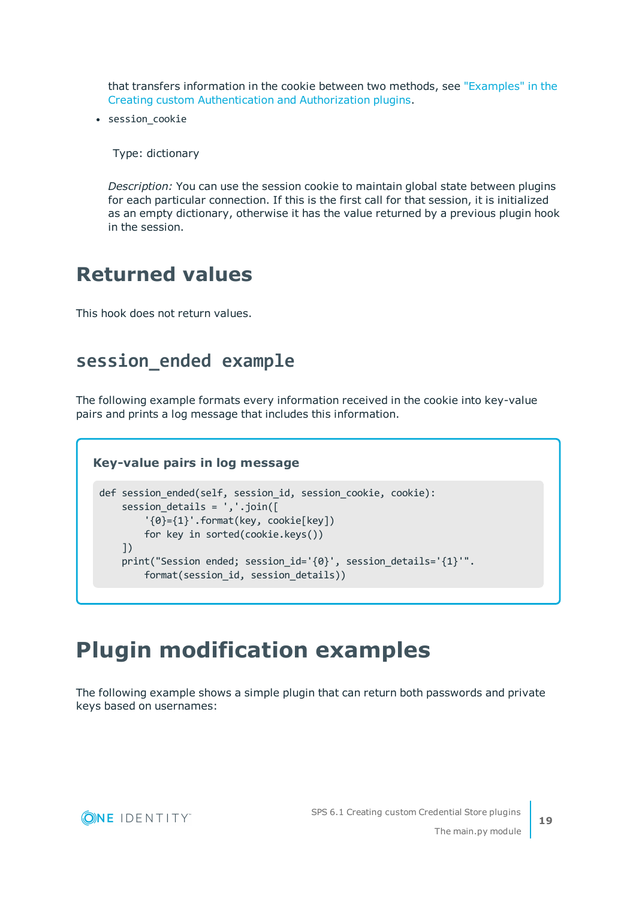that transfers information in the cookie between two methods, see "Examples" in the Creating custom Authentication and Authorization plugins.

- `session_cookie`

  Type: dictionary

  *Description:* You can use the session cookie to maintain global state between plugins for each particular connection. If this is the first call for that session, it is initialized as an empty dictionary, otherwise it has the value returned by a previous plugin hook in the session.

# Returned values

This hook does not return values.

## `session_ended` example

The following example formats every information received in the cookie into key-value pairs and prints a log message that includes this information.

**Key-value pairs in log message**

```
def session_ended(self, session_id, session_cookie, cookie):
    session_details = ','.join([
        '{0}={1}'.format(key, cookie[key])
        for key in sorted(cookie.keys())
    ])
    print("Session ended; session_id='{0}', session_details='{1}'".
        format(session_id, session_details))
```

# Plugin modification examples

The following example shows a simple plugin that can return both passwords and private keys based on usernames: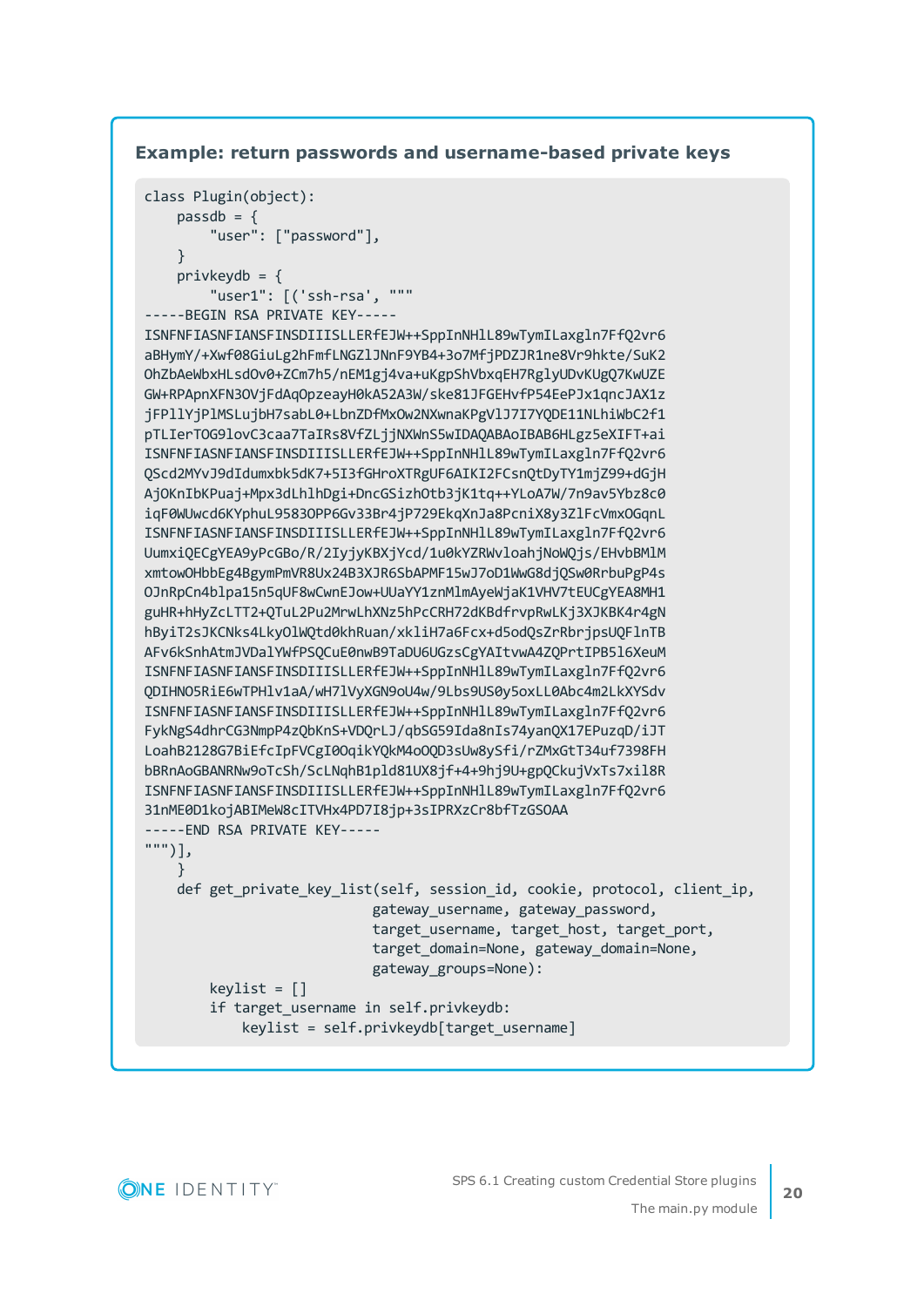**Example: return passwords and username-based private keys**

```
class Plugin(object):
    passdb = {
        "user": ["password"],
    }
    privkeydb = {
        "user1": [('ssh-rsa', """
-----BEGIN RSA PRIVATE KEY-----
ISNFNFIASNFIANSFINSDIIISLLERfEJW++SppInNHlL89wTymILaxgln7FfQ2vr6
aBHymY/+Xwf08GiuLg2hFmfLNGZlJNnF9YB4+3o7MfjPDZJR1ne8Vr9hkte/SuK2
OhZbAeWbxHLsdOv0+ZCm7h5/nEM1gj4va+uKgpShVbxqEH7RglyUDvKUgQ7KwUZE
GW+RPApnXFN3OVjFdAqOpzeayH0kA52A3W/ske81JFGEHvfP54EePJx1qncJAX1z
jFPllYjPlMSLujbH7sabL0+LbnZDfMxOw2NXwnaKPgVlJ7I7YQDE11NLhiWbC2f1
pTLIerTOG9lovC3caa7TaIRs8VfZLjjNXWnS5wIDAQABAoIBAB6HLgz5eXIFT+ai
ISNFNFIASNFIANSFINSDIIISLLERfEJW++SppInNHlL89wTymILaxgln7FfQ2vr6
QScd2MYvJ9dIdumxbk5dK7+5I3fGHroXTRgUF6AIKI2FCsnQtDyTY1mjZ99+dGjH
AjOKnIbKPuaj+Mpx3dLhlhDgi+DncGSizhOtb3jK1tq++YLoA7W/7n9av5Ybz8c0
iqF0WUwcd6KYphuL9583OPP6Gv33Br4jP729EkqXnJa8PcniX8y3ZlFcVmxOGqnL
ISNFNFIASNFIANSFINSDIIISLLERfEJW++SppInNHlL89wTymILaxgln7FfQ2vr6
UumxiQECgYEA9yPcGBo/R/2IyjyKBXjYcd/1u0kYZRWvloahjNoWQjs/EHvbBMlM
xmtowOHbbEg4BgymPmVR8Ux24B3XJR6SbAPMF15wJ7oD1WwG8djQSw0RrbuPgP4s
OJnRpCn4blpa15n5qUF8wCwnEJow+UUaYY1znMlmAyeWjaK1VHV7tEUCgYEA8MH1
guHR+hHyZcLTT2+QTuL2Pu2MrwLhXNz5hPcCRH72dKBdfrvpRwLKj3XJKBK4r4gN
hByiT2sJKCNks4LkyOlWQtd0khRuan/xkliH7a6Fcx+d5odQsZrRbrjpsUQFlnTB
AFv6kSnhAtmJVDalYWfPSQCuE0nwB9TaDU6UGzsCgYAItvwA4ZQPrtIPB516XeuM
ISNFNFIASNFIANSFINSDIIISLLERfEJW++SppInNHlL89wTymILaxgln7FfQ2vr6
QDIHNO5RiE6wTPHlv1aA/wH7lVyXGN9oU4w/9Lbs9US0y5oxLL0Abc4m2LkXYSdv
ISNFNFIASNFIANSFINSDIIISLLERfEJW++SppInNHlL89wTymILaxgln7FfQ2vr6
FykNgS4dhrCG3NmpP4zQbKnS+VDQrLJ/qbSG59Ida8nIs74yanQX17EPuzqD/iJT
LoahB2128G7BiEfcIpFVCgI0OqikYQkM4oOQD3sUw8ySfi/rZMxGtT34uf7398FH
bBRnAoGBANRNw9oTcSh/ScLNqhB1pld81UX8jf+4+9hj9U+gpQCkujVxTs7xil8R
ISNFNFIASNFIANSFINSDIIISLLERfEJW++SppInNHlL89wTymILaxgln7FfQ2vr6
31nME0D1kojABIMeW8cITVHx4PD7I8jp+3sIPRXzCr8bfTzGSOAA
-----END RSA PRIVATE KEY-----
""")],
    }
    def get_private_key_list(self, session_id, cookie, protocol, client_ip,
                             gateway_username, gateway_password,
                             target_username, target_host, target_port,
                             target_domain=None, gateway_domain=None,
                             gateway_groups=None):
        keylist = []
        if target_username in self.privkeydb:
            keylist = self.privkeydb[target_username]
```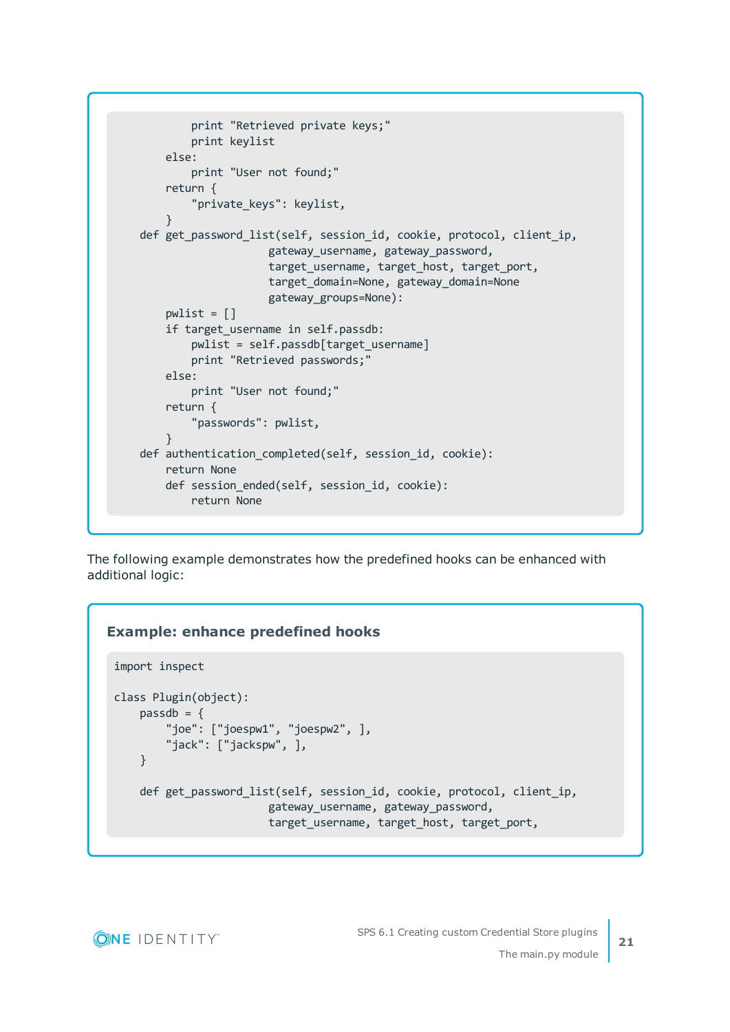```
            print "Retrieved private keys;"
            print keylist
        else:
            print "User not found;"
        return {
            "private_keys": keylist,
        }
    def get_password_list(self, session_id, cookie, protocol, client_ip,
                          gateway_username, gateway_password,
                          target_username, target_host, target_port,
                          target_domain=None, gateway_domain=None
                          gateway_groups=None):
        pwlist = []
        if target_username in self.passdb:
            pwlist = self.passdb[target_username]
            print "Retrieved passwords;"
        else:
            print "User not found;"
        return {
            "passwords": pwlist,
        }
    def authentication_completed(self, session_id, cookie):
        return None
        def session_ended(self, session_id, cookie):
            return None
```

The following example demonstrates how the predefined hooks can be enhanced with additional logic:

**Example: enhance predefined hooks**

```
import inspect

class Plugin(object):
    passdb = {
        "joe": ["joespw1", "joespw2", ],
        "jack": ["jackspw", ],
    }

    def get_password_list(self, session_id, cookie, protocol, client_ip,
                          gateway_username, gateway_password,
                          target_username, target_host, target_port,
```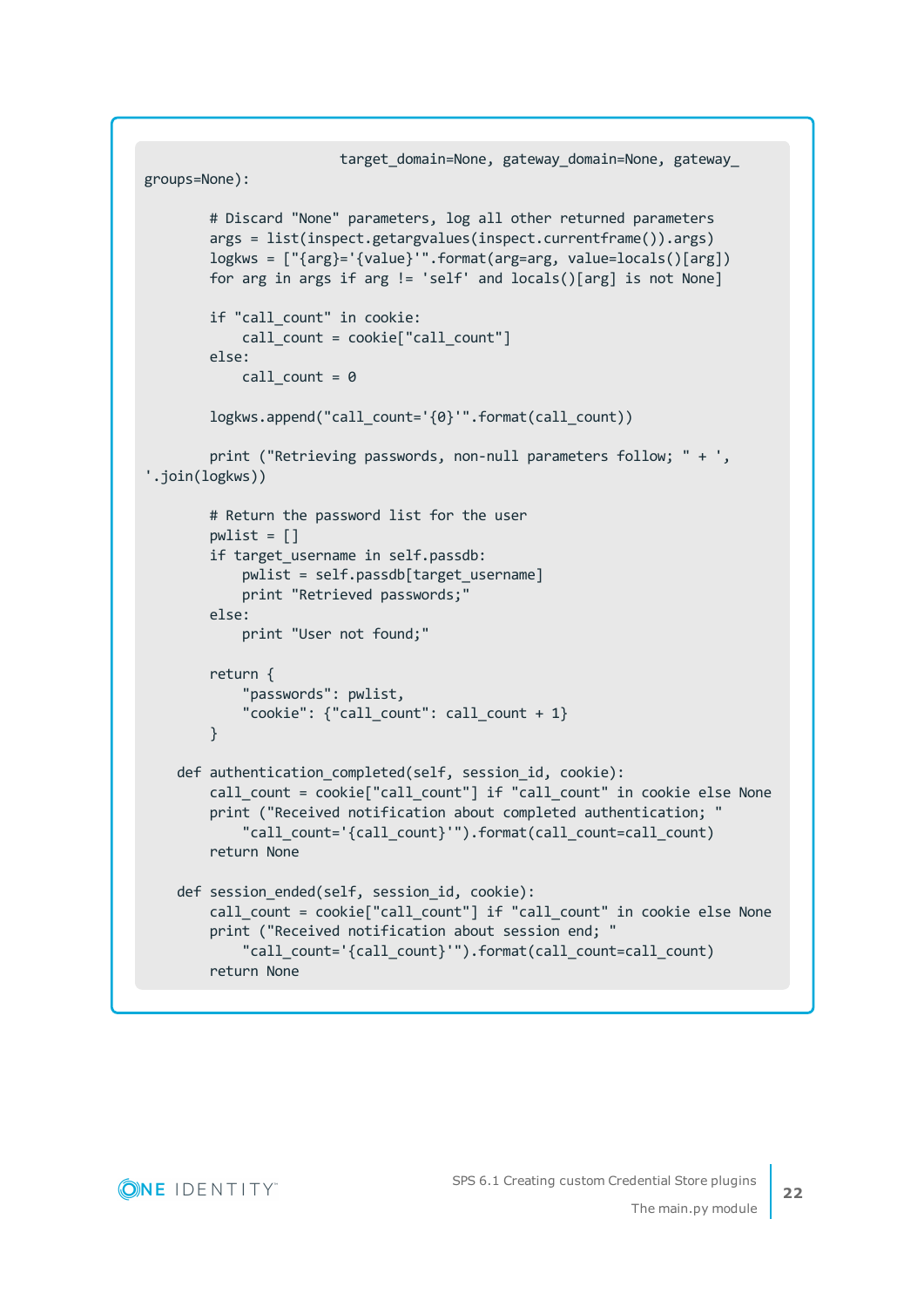```
                         target_domain=None, gateway_domain=None, gateway_
groups=None):

        # Discard "None" parameters, log all other returned parameters
        args = list(inspect.getargvalues(inspect.currentframe()).args)
        logkws = ["{arg}='{value}'".format(arg=arg, value=locals()[arg])
        for arg in args if arg != 'self' and locals()[arg] is not None]

        if "call_count" in cookie:
            call_count = cookie["call_count"]
        else:
            call_count = 0

        logkws.append("call_count='{0}'".format(call_count))

        print ("Retrieving passwords, non-null parameters follow; " + ',
'.join(logkws))

        # Return the password list for the user
        pwlist = []
        if target_username in self.passdb:
            pwlist = self.passdb[target_username]
            print "Retrieved passwords;"
        else:
            print "User not found;"

        return {
            "passwords": pwlist,
            "cookie": {"call_count": call_count + 1}
        }

    def authentication_completed(self, session_id, cookie):
        call_count = cookie["call_count"] if "call_count" in cookie else None
        print ("Received notification about completed authentication; "
            "call_count='{call_count}'").format(call_count=call_count)
        return None

    def session_ended(self, session_id, cookie):
        call_count = cookie["call_count"] if "call_count" in cookie else None
        print ("Received notification about session end; "
            "call_count='{call_count}'").format(call_count=call_count)
        return None
```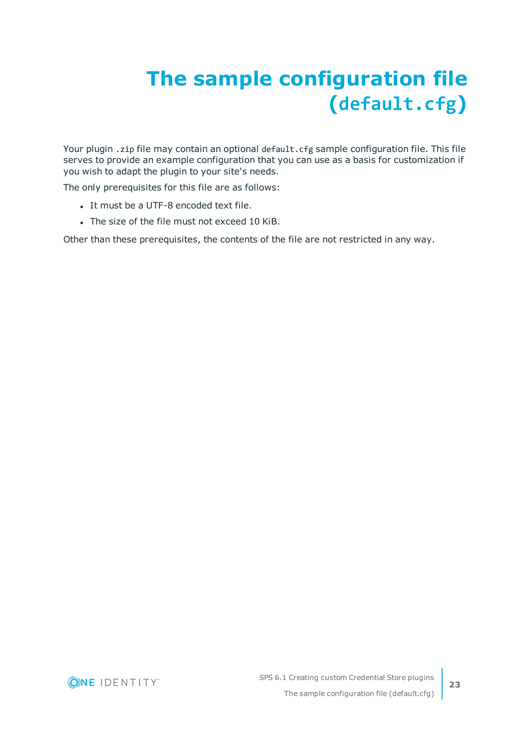# The sample configuration file (`default.cfg`)

Your plugin `.zip` file may contain an optional `default.cfg` sample configuration file. This file serves to provide an example configuration that you can use as a basis for customization if you wish to adapt the plugin to your site's needs.

The only prerequisites for this file are as follows:

- It must be a UTF-8 encoded text file.
- The size of the file must not exceed 10 KiB.

Other than these prerequisites, the contents of the file are not restricted in any way.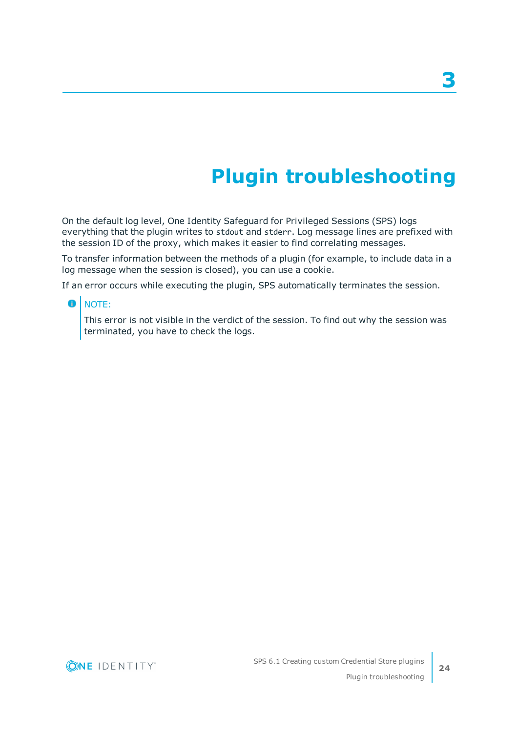# 3 Plugin troubleshooting

On the default log level, One Identity Safeguard for Privileged Sessions (SPS) logs everything that the plugin writes to `stdout` and `stderr`. Log message lines are prefixed with the session ID of the proxy, which makes it easier to find correlating messages.

To transfer information between the methods of a plugin (for example, to include data in a log message when the session is closed), you can use a cookie.

If an error occurs while executing the plugin, SPS automatically terminates the session.

> NOTE:
>
> This error is not visible in the verdict of the session. To find out why the session was terminated, you have to check the logs.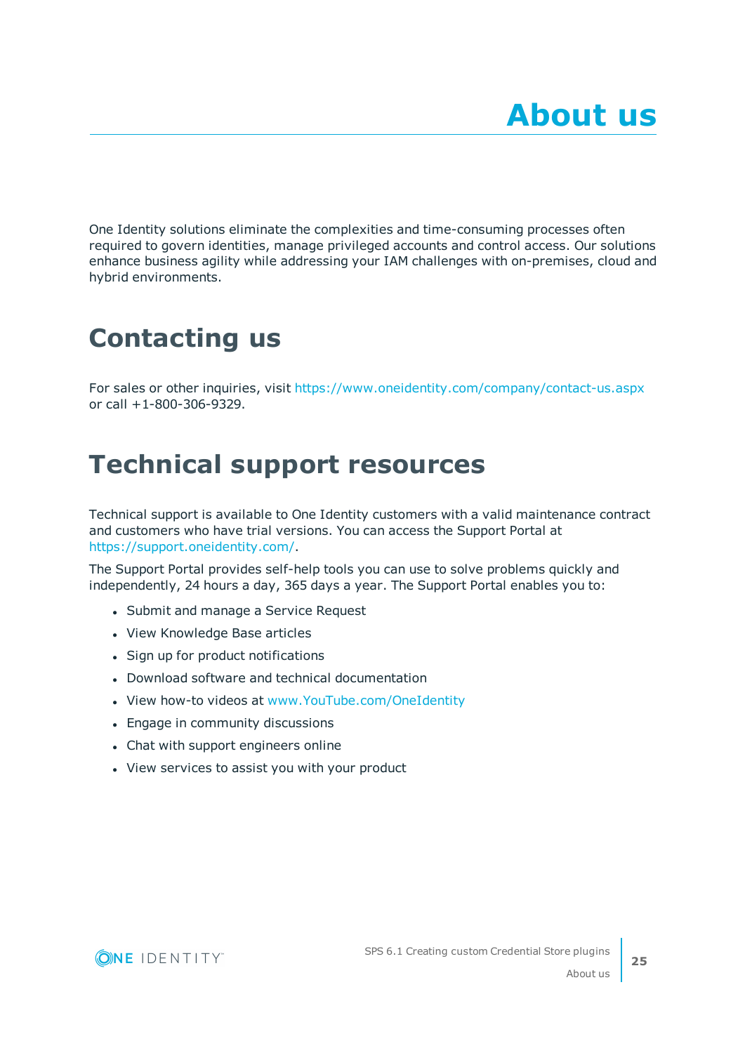# About us

One Identity solutions eliminate the complexities and time-consuming processes often required to govern identities, manage privileged accounts and control access. Our solutions enhance business agility while addressing your IAM challenges with on-premises, cloud and hybrid environments.

## Contacting us

For sales or other inquiries, visit https://www.oneidentity.com/company/contact-us.aspx or call +1-800-306-9329.

## Technical support resources

Technical support is available to One Identity customers with a valid maintenance contract and customers who have trial versions. You can access the Support Portal at https://support.oneidentity.com/.

The Support Portal provides self-help tools you can use to solve problems quickly and independently, 24 hours a day, 365 days a year. The Support Portal enables you to:

- Submit and manage a Service Request
- View Knowledge Base articles
- Sign up for product notifications
- Download software and technical documentation
- View how-to videos at www.YouTube.com/OneIdentity
- Engage in community discussions
- Chat with support engineers online
- View services to assist you with your product